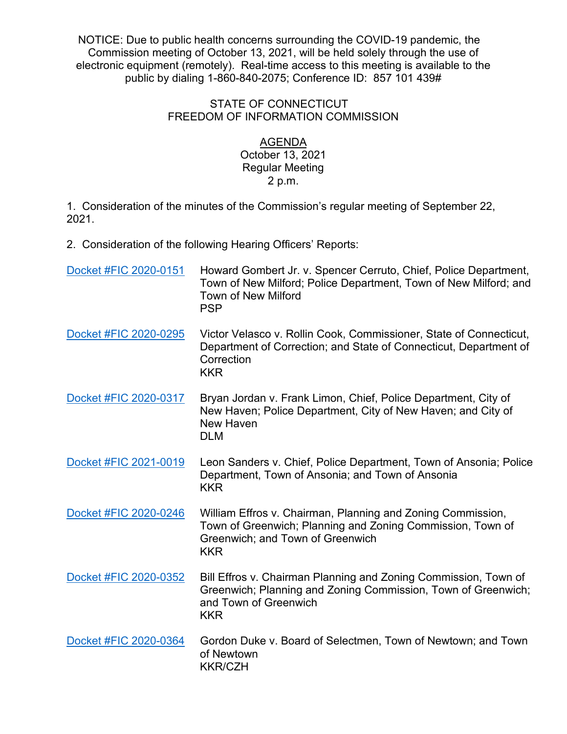NOTICE: Due to public health concerns surrounding the COVID-19 pandemic, the Commission meeting of October 13, 2021, will be held solely through the use of electronic equipment (remotely). Real-time access to this meeting is available to the public by dialing 1-860-840-2075; Conference ID: 857 101 439#

STATE OF CONNECTICUT
FREEDOM OF INFORMATION COMMISSION

AGENDA
October 13, 2021
Regular Meeting
2 p.m.

1. Consideration of the minutes of the Commission's regular meeting of September 22, 2021.

2. Consideration of the following Hearing Officers' Reports:

| | |
|---|---|
| Docket #FIC 2020-0151 | Howard Gombert Jr. v. Spencer Cerruto, Chief, Police Department, Town of New Milford; Police Department, Town of New Milford; and Town of New Milford<br>PSP |
| Docket #FIC 2020-0295 | Victor Velasco v. Rollin Cook, Commissioner, State of Connecticut, Department of Correction; and State of Connecticut, Department of Correction<br>KKR |
| Docket #FIC 2020-0317 | Bryan Jordan v. Frank Limon, Chief, Police Department, City of New Haven; Police Department, City of New Haven; and City of New Haven<br>DLM |
| Docket #FIC 2021-0019 | Leon Sanders v. Chief, Police Department, Town of Ansonia; Police Department, Town of Ansonia; and Town of Ansonia<br>KKR |
| Docket #FIC 2020-0246 | William Effros v. Chairman, Planning and Zoning Commission, Town of Greenwich; Planning and Zoning Commission, Town of Greenwich; and Town of Greenwich<br>KKR |
| Docket #FIC 2020-0352 | Bill Effros v. Chairman Planning and Zoning Commission, Town of Greenwich; Planning and Zoning Commission, Town of Greenwich; and Town of Greenwich<br>KKR |
| Docket #FIC 2020-0364 | Gordon Duke v. Board of Selectmen, Town of Newtown; and Town of Newtown<br>KKR/CZH |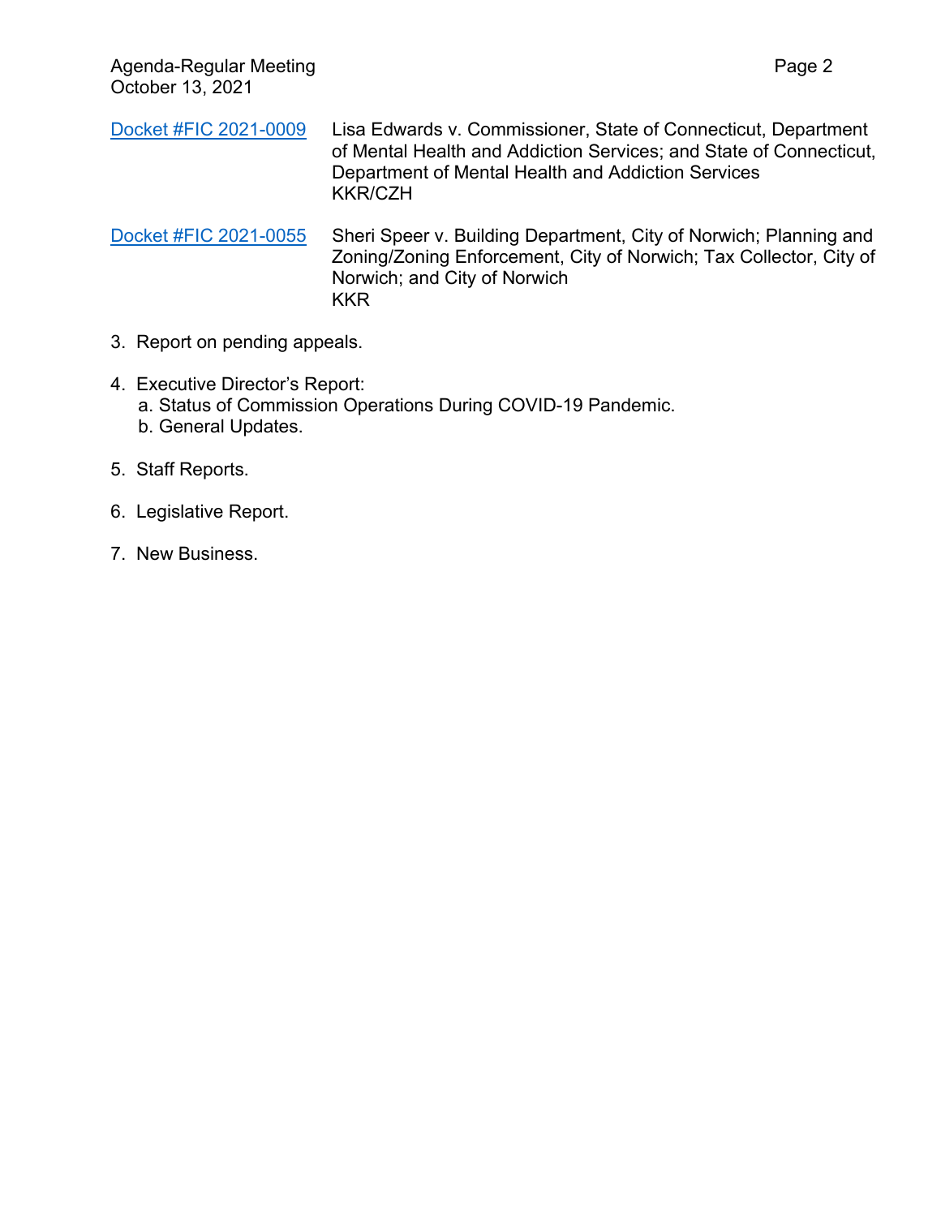| | |
|---|---|
| Docket #FIC 2021-0009 | Lisa Edwards v. Commissioner, State of Connecticut, Department of Mental Health and Addiction Services; and State of Connecticut, Department of Mental Health and Addiction Services<br>KKR/CZH |
| Docket #FIC 2021-0055 | Sheri Speer v. Building Department, City of Norwich; Planning and Zoning/Zoning Enforcement, City of Norwich; Tax Collector, City of Norwich; and City of Norwich<br>KKR |

3. Report on pending appeals.

4. Executive Director's Report:
   a. Status of Commission Operations During COVID-19 Pandemic.
   b. General Updates.

5. Staff Reports.

6. Legislative Report.

7. New Business.